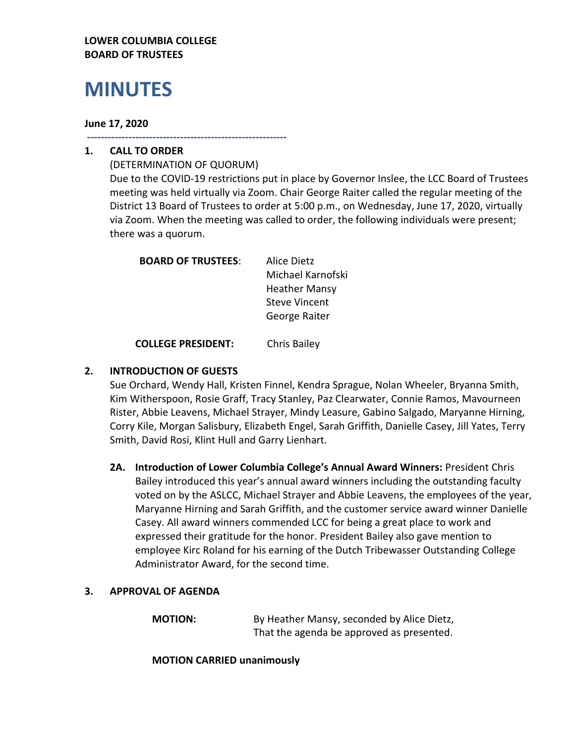**LOWER COLUMBIA COLLEGE**
**BOARD OF TRUSTEES**

# MINUTES

**June 17, 2020**

---

## 1. CALL TO ORDER

(DETERMINATION OF QUORUM)

Due to the COVID-19 restrictions put in place by Governor Inslee, the LCC Board of Trustees meeting was held virtually via Zoom. Chair George Raiter called the regular meeting of the District 13 Board of Trustees to order at 5:00 p.m., on Wednesday, June 17, 2020, virtually via Zoom. When the meeting was called to order, the following individuals were present; there was a quorum.

**BOARD OF TRUSTEES**: Alice Dietz
Michael Karnofski
Heather Mansy
Steve Vincent
George Raiter

**COLLEGE PRESIDENT:** Chris Bailey

## 2. INTRODUCTION OF GUESTS

Sue Orchard, Wendy Hall, Kristen Finnel, Kendra Sprague, Nolan Wheeler, Bryanna Smith, Kim Witherspoon, Rosie Graff, Tracy Stanley, Paz Clearwater, Connie Ramos, Mavourneen Rister, Abbie Leavens, Michael Strayer, Mindy Leasure, Gabino Salgado, Maryanne Hirning, Corry Kile, Morgan Salisbury, Elizabeth Engel, Sarah Griffith, Danielle Casey, Jill Yates, Terry Smith, David Rosi, Klint Hull and Garry Lienhart.

**2A. Introduction of Lower Columbia College's Annual Award Winners:** President Chris Bailey introduced this year's annual award winners including the outstanding faculty voted on by the ASLCC, Michael Strayer and Abbie Leavens, the employees of the year, Maryanne Hirning and Sarah Griffith, and the customer service award winner Danielle Casey. All award winners commended LCC for being a great place to work and expressed their gratitude for the honor. President Bailey also gave mention to employee Kirc Roland for his earning of the Dutch Tribewasser Outstanding College Administrator Award, for the second time.

## 3. APPROVAL OF AGENDA

**MOTION:** By Heather Mansy, seconded by Alice Dietz,
That the agenda be approved as presented.

**MOTION CARRIED unanimously**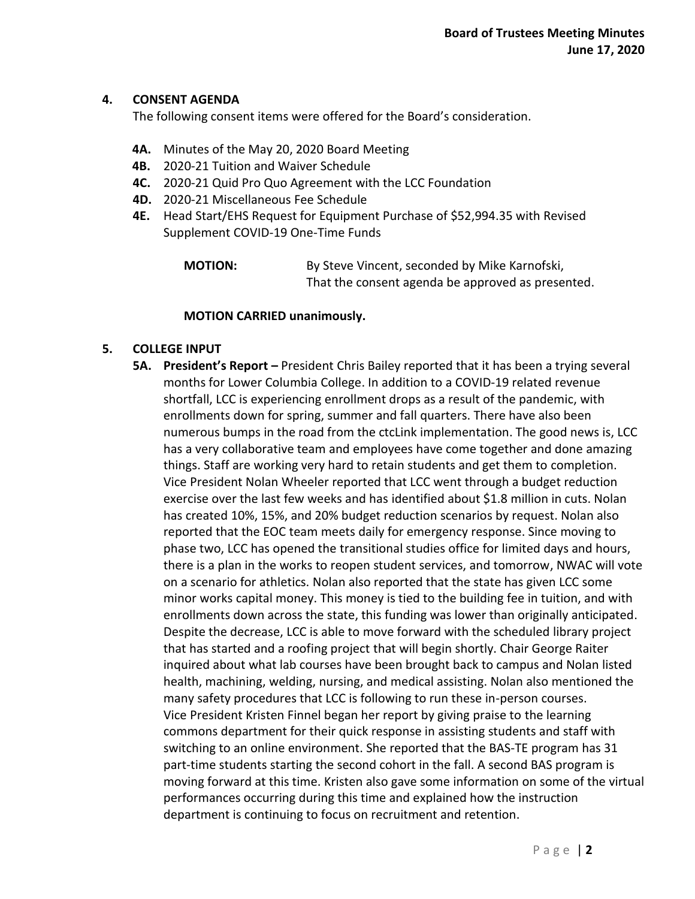## 4. CONSENT AGENDA

The following consent items were offered for the Board's consideration.

- **4A.** Minutes of the May 20, 2020 Board Meeting
- **4B.** 2020-21 Tuition and Waiver Schedule
- **4C.** 2020-21 Quid Pro Quo Agreement with the LCC Foundation
- **4D.** 2020-21 Miscellaneous Fee Schedule
- **4E.** Head Start/EHS Request for Equipment Purchase of $52,994.35 with Revised Supplement COVID-19 One-Time Funds

**MOTION:** By Steve Vincent, seconded by Mike Karnofski, That the consent agenda be approved as presented.

**MOTION CARRIED unanimously.**

## 5. COLLEGE INPUT

**5A. President's Report –** President Chris Bailey reported that it has been a trying several months for Lower Columbia College. In addition to a COVID-19 related revenue shortfall, LCC is experiencing enrollment drops as a result of the pandemic, with enrollments down for spring, summer and fall quarters. There have also been numerous bumps in the road from the ctcLink implementation. The good news is, LCC has a very collaborative team and employees have come together and done amazing things. Staff are working very hard to retain students and get them to completion. Vice President Nolan Wheeler reported that LCC went through a budget reduction exercise over the last few weeks and has identified about $1.8 million in cuts. Nolan has created 10%, 15%, and 20% budget reduction scenarios by request. Nolan also reported that the EOC team meets daily for emergency response. Since moving to phase two, LCC has opened the transitional studies office for limited days and hours, there is a plan in the works to reopen student services, and tomorrow, NWAC will vote on a scenario for athletics. Nolan also reported that the state has given LCC some minor works capital money. This money is tied to the building fee in tuition, and with enrollments down across the state, this funding was lower than originally anticipated. Despite the decrease, LCC is able to move forward with the scheduled library project that has started and a roofing project that will begin shortly. Chair George Raiter inquired about what lab courses have been brought back to campus and Nolan listed health, machining, welding, nursing, and medical assisting. Nolan also mentioned the many safety procedures that LCC is following to run these in-person courses. Vice President Kristen Finnel began her report by giving praise to the learning commons department for their quick response in assisting students and staff with switching to an online environment. She reported that the BAS-TE program has 31 part-time students starting the second cohort in the fall. A second BAS program is moving forward at this time. Kristen also gave some information on some of the virtual performances occurring during this time and explained how the instruction department is continuing to focus on recruitment and retention.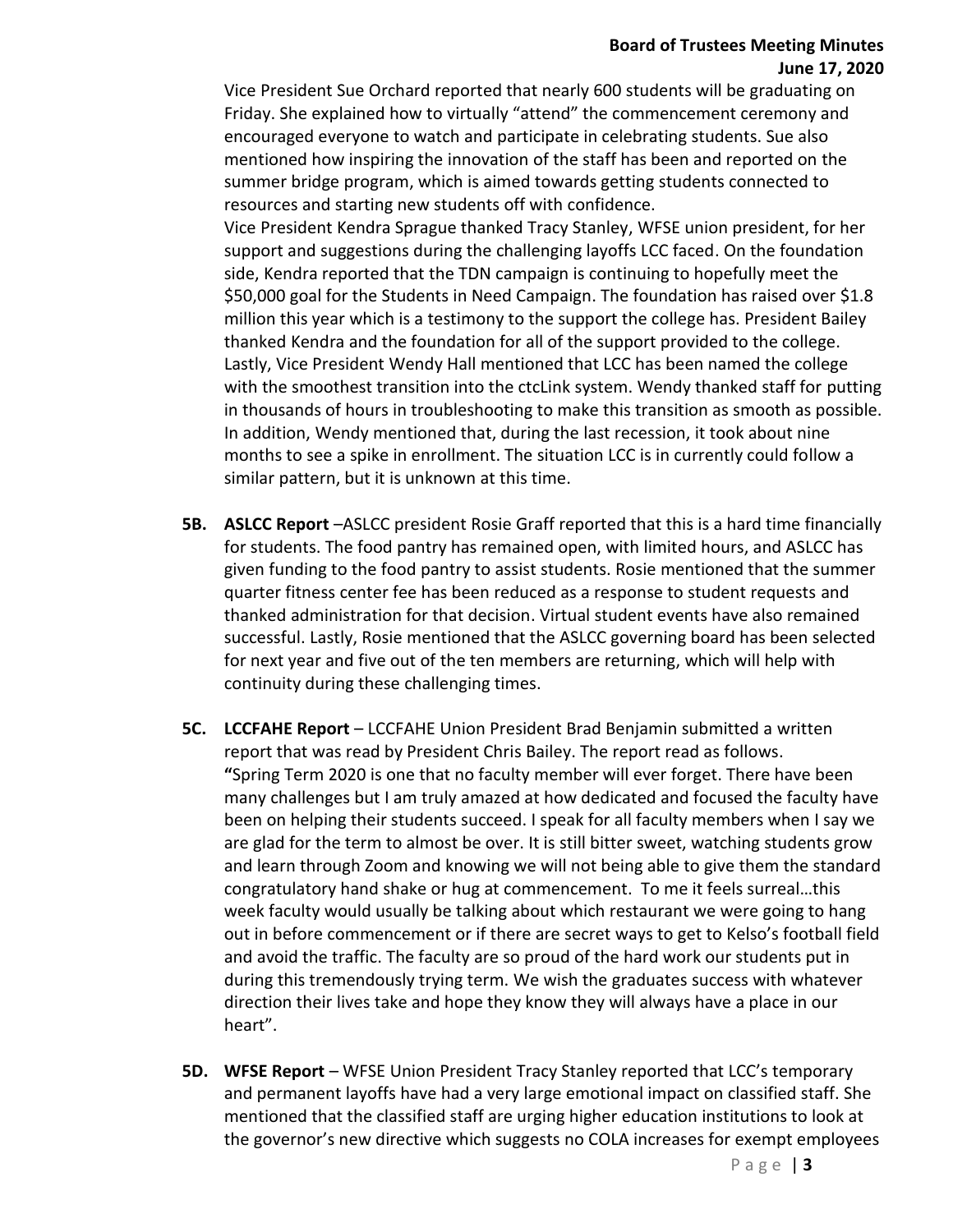Vice President Sue Orchard reported that nearly 600 students will be graduating on Friday. She explained how to virtually "attend" the commencement ceremony and encouraged everyone to watch and participate in celebrating students. Sue also mentioned how inspiring the innovation of the staff has been and reported on the summer bridge program, which is aimed towards getting students connected to resources and starting new students off with confidence.

Vice President Kendra Sprague thanked Tracy Stanley, WFSE union president, for her support and suggestions during the challenging layoffs LCC faced. On the foundation side, Kendra reported that the TDN campaign is continuing to hopefully meet the $50,000 goal for the Students in Need Campaign. The foundation has raised over $1.8 million this year which is a testimony to the support the college has. President Bailey thanked Kendra and the foundation for all of the support provided to the college.

Lastly, Vice President Wendy Hall mentioned that LCC has been named the college with the smoothest transition into the ctcLink system. Wendy thanked staff for putting in thousands of hours in troubleshooting to make this transition as smooth as possible. In addition, Wendy mentioned that, during the last recession, it took about nine months to see a spike in enrollment. The situation LCC is in currently could follow a similar pattern, but it is unknown at this time.

**5B. ASLCC Report** –ASLCC president Rosie Graff reported that this is a hard time financially for students. The food pantry has remained open, with limited hours, and ASLCC has given funding to the food pantry to assist students. Rosie mentioned that the summer quarter fitness center fee has been reduced as a response to student requests and thanked administration for that decision. Virtual student events have also remained successful. Lastly, Rosie mentioned that the ASLCC governing board has been selected for next year and five out of the ten members are returning, which will help with continuity during these challenging times.

**5C. LCCFAHE Report** – LCCFAHE Union President Brad Benjamin submitted a written report that was read by President Chris Bailey. The report read as follows. **"**Spring Term 2020 is one that no faculty member will ever forget. There have been many challenges but I am truly amazed at how dedicated and focused the faculty have been on helping their students succeed. I speak for all faculty members when I say we are glad for the term to almost be over. It is still bitter sweet, watching students grow and learn through Zoom and knowing we will not being able to give them the standard congratulatory hand shake or hug at commencement. To me it feels surreal…this week faculty would usually be talking about which restaurant we were going to hang out in before commencement or if there are secret ways to get to Kelso's football field and avoid the traffic. The faculty are so proud of the hard work our students put in during this tremendously trying term. We wish the graduates success with whatever direction their lives take and hope they know they will always have a place in our heart".

**5D. WFSE Report** – WFSE Union President Tracy Stanley reported that LCC's temporary and permanent layoffs have had a very large emotional impact on classified staff. She mentioned that the classified staff are urging higher education institutions to look at the governor's new directive which suggests no COLA increases for exempt employees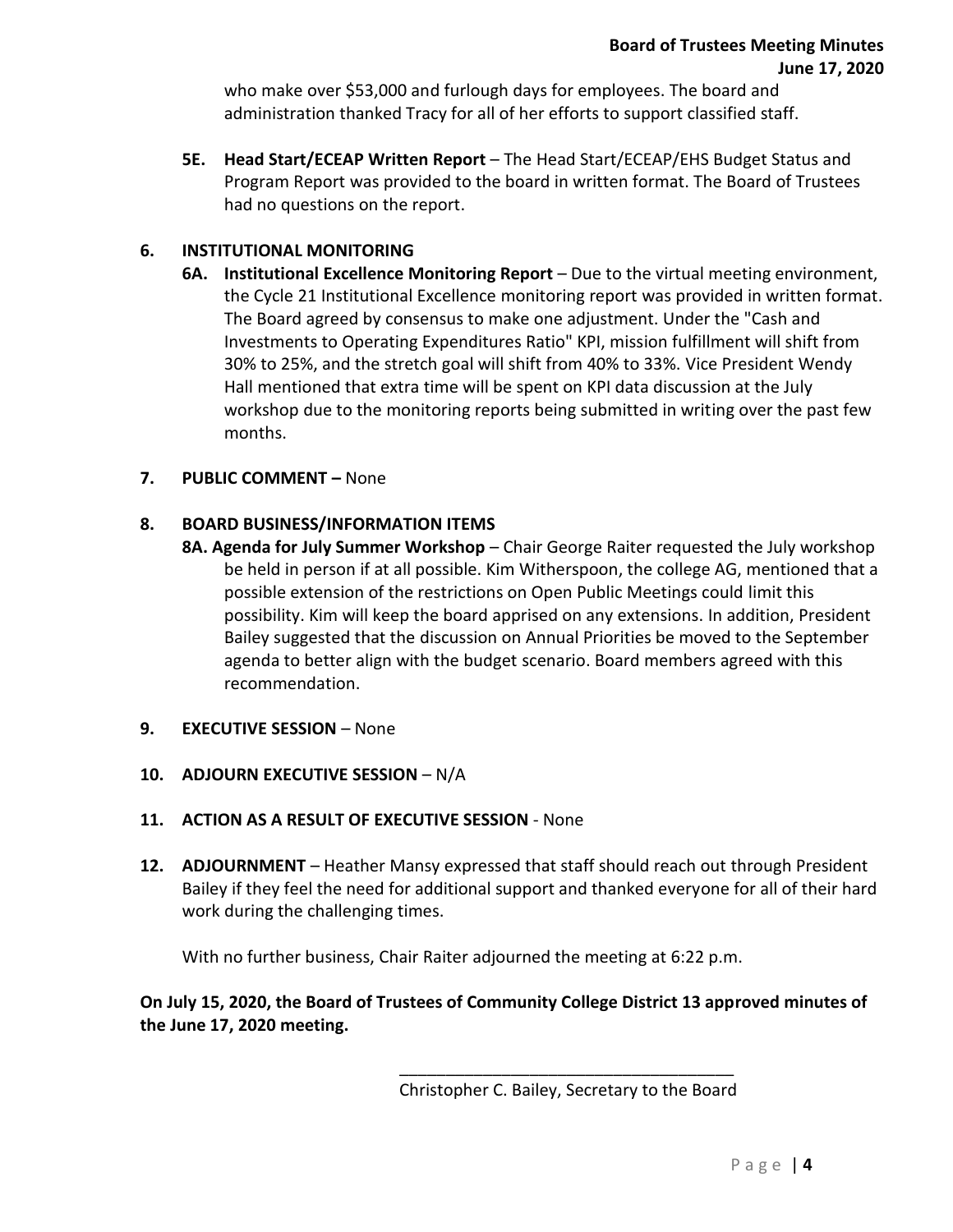who make over $53,000 and furlough days for employees. The board and administration thanked Tracy for all of her efforts to support classified staff.

**5E. Head Start/ECEAP Written Report** – The Head Start/ECEAP/EHS Budget Status and Program Report was provided to the board in written format. The Board of Trustees had no questions on the report.

**6. INSTITUTIONAL MONITORING**

**6A. Institutional Excellence Monitoring Report** – Due to the virtual meeting environment, the Cycle 21 Institutional Excellence monitoring report was provided in written format. The Board agreed by consensus to make one adjustment. Under the "Cash and Investments to Operating Expenditures Ratio" KPI, mission fulfillment will shift from 30% to 25%, and the stretch goal will shift from 40% to 33%. Vice President Wendy Hall mentioned that extra time will be spent on KPI data discussion at the July workshop due to the monitoring reports being submitted in writing over the past few months.

**7. PUBLIC COMMENT –** None

**8. BOARD BUSINESS/INFORMATION ITEMS**

**8A. Agenda for July Summer Workshop** – Chair George Raiter requested the July workshop be held in person if at all possible. Kim Witherspoon, the college AG, mentioned that a possible extension of the restrictions on Open Public Meetings could limit this possibility. Kim will keep the board apprised on any extensions. In addition, President Bailey suggested that the discussion on Annual Priorities be moved to the September agenda to better align with the budget scenario. Board members agreed with this recommendation.

**9. EXECUTIVE SESSION** – None

**10. ADJOURN EXECUTIVE SESSION** – N/A

**11. ACTION AS A RESULT OF EXECUTIVE SESSION** - None

**12. ADJOURNMENT** – Heather Mansy expressed that staff should reach out through President Bailey if they feel the need for additional support and thanked everyone for all of their hard work during the challenging times.

With no further business, Chair Raiter adjourned the meeting at 6:22 p.m.

**On July 15, 2020, the Board of Trustees of Community College District 13 approved minutes of the June 17, 2020 meeting.**

_____________________________________
Christopher C. Bailey, Secretary to the Board